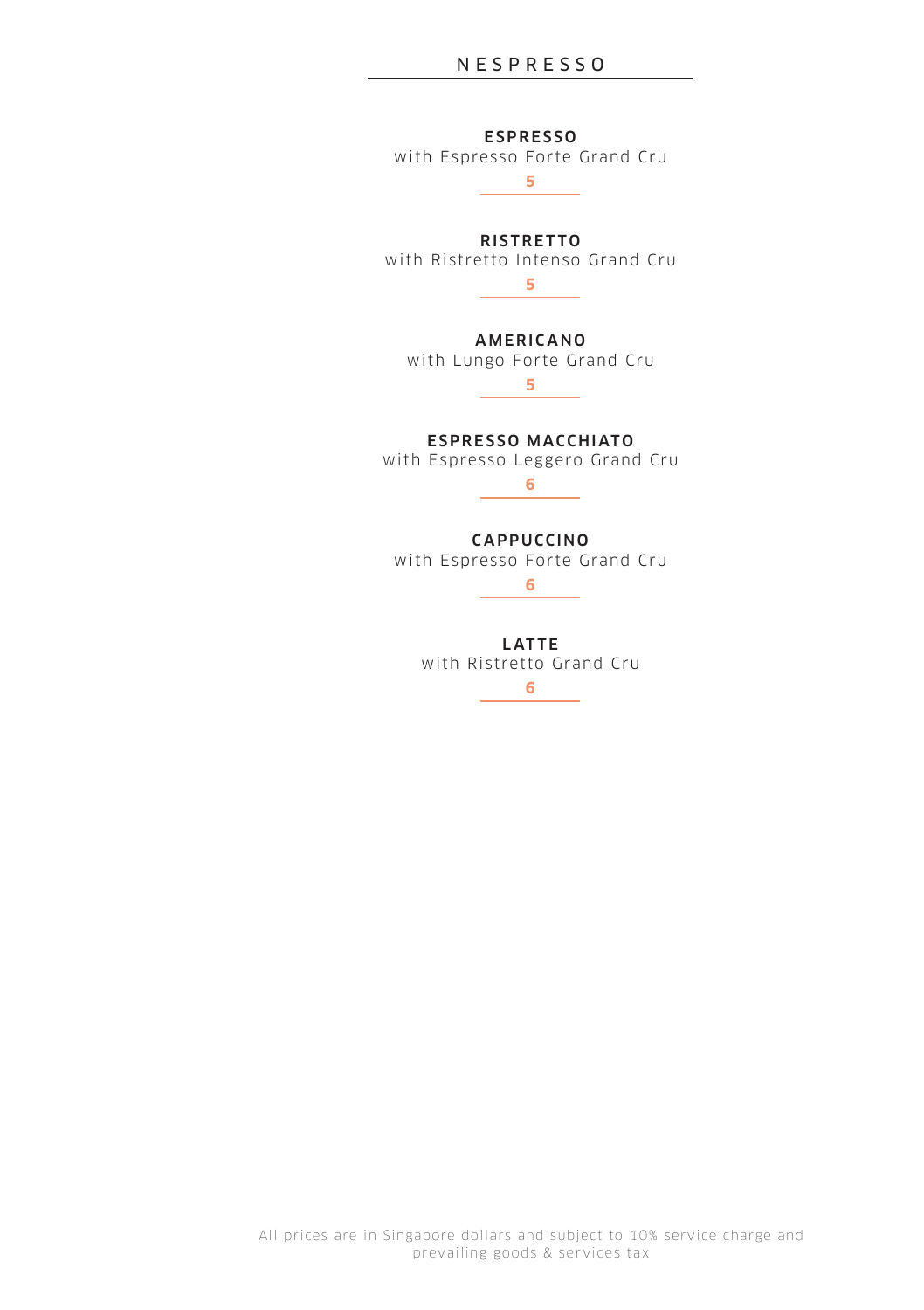# NESPRESSO

**ESPRESSO**
with Espresso Forte Grand Cru
5

**RISTRETTO**
with Ristretto Intenso Grand Cru
5

**AMERICANO**
with Lungo Forte Grand Cru
5

**ESPRESSO MACCHIATO**
with Espresso Leggero Grand Cru
6

**CAPPUCCINO**
with Espresso Forte Grand Cru
6

**LATTE**
with Ristretto Grand Cru
6

All prices are in Singapore dollars and subject to 10% service charge and prevailing goods & services tax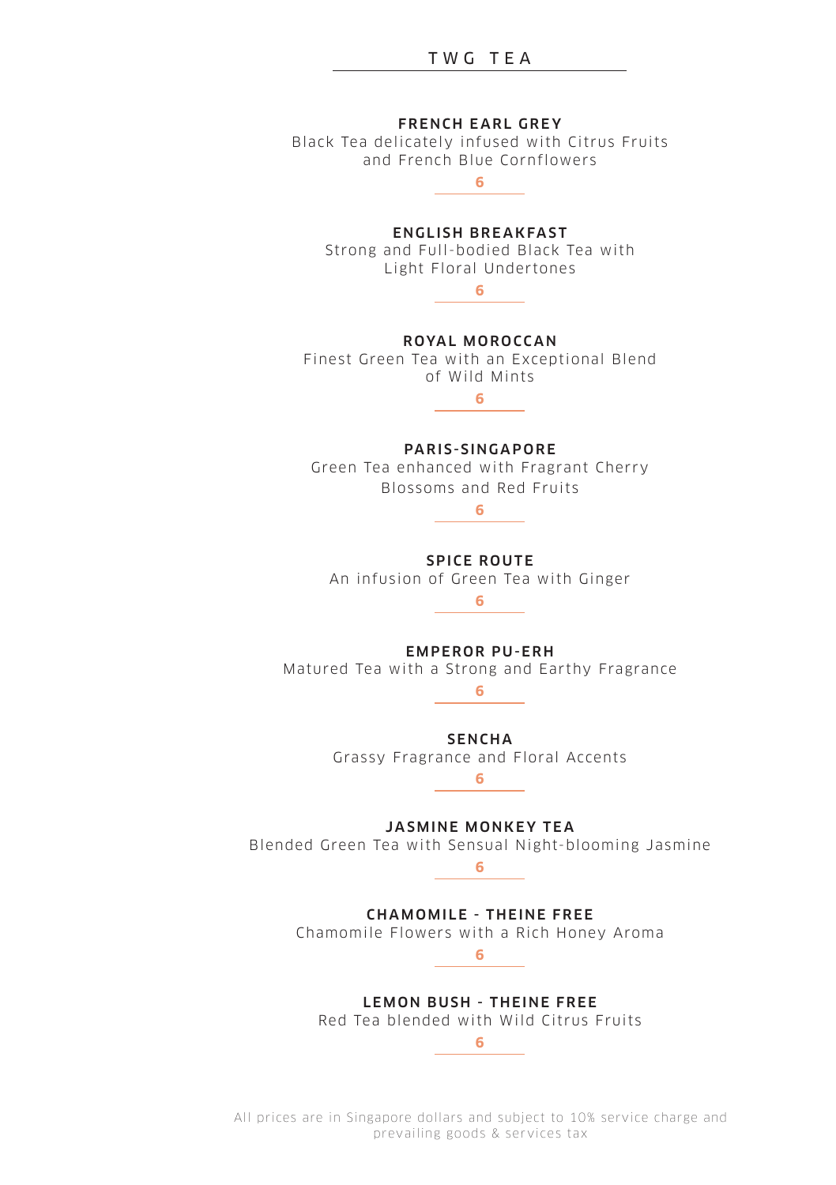# TWG TEA

**FRENCH EARL GREY**
Black Tea delicately infused with Citrus Fruits and French Blue Cornflowers

**6**

**ENGLISH BREAKFAST**
Strong and Full-bodied Black Tea with Light Floral Undertones

**6**

**ROYAL MOROCCAN**
Finest Green Tea with an Exceptional Blend of Wild Mints

**6**

**PARIS-SINGAPORE**
Green Tea enhanced with Fragrant Cherry Blossoms and Red Fruits

**6**

**SPICE ROUTE**
An infusion of Green Tea with Ginger

**6**

**EMPEROR PU-ERH**
Matured Tea with a Strong and Earthy Fragrance

**6**

**SENCHA**
Grassy Fragrance and Floral Accents

**6**

**JASMINE MONKEY TEA**
Blended Green Tea with Sensual Night-blooming Jasmine

**6**

**CHAMOMILE - THEINE FREE**
Chamomile Flowers with a Rich Honey Aroma

**6**

**LEMON BUSH - THEINE FREE**
Red Tea blended with Wild Citrus Fruits

**6**

All prices are in Singapore dollars and subject to 10% service charge and prevailing goods & services tax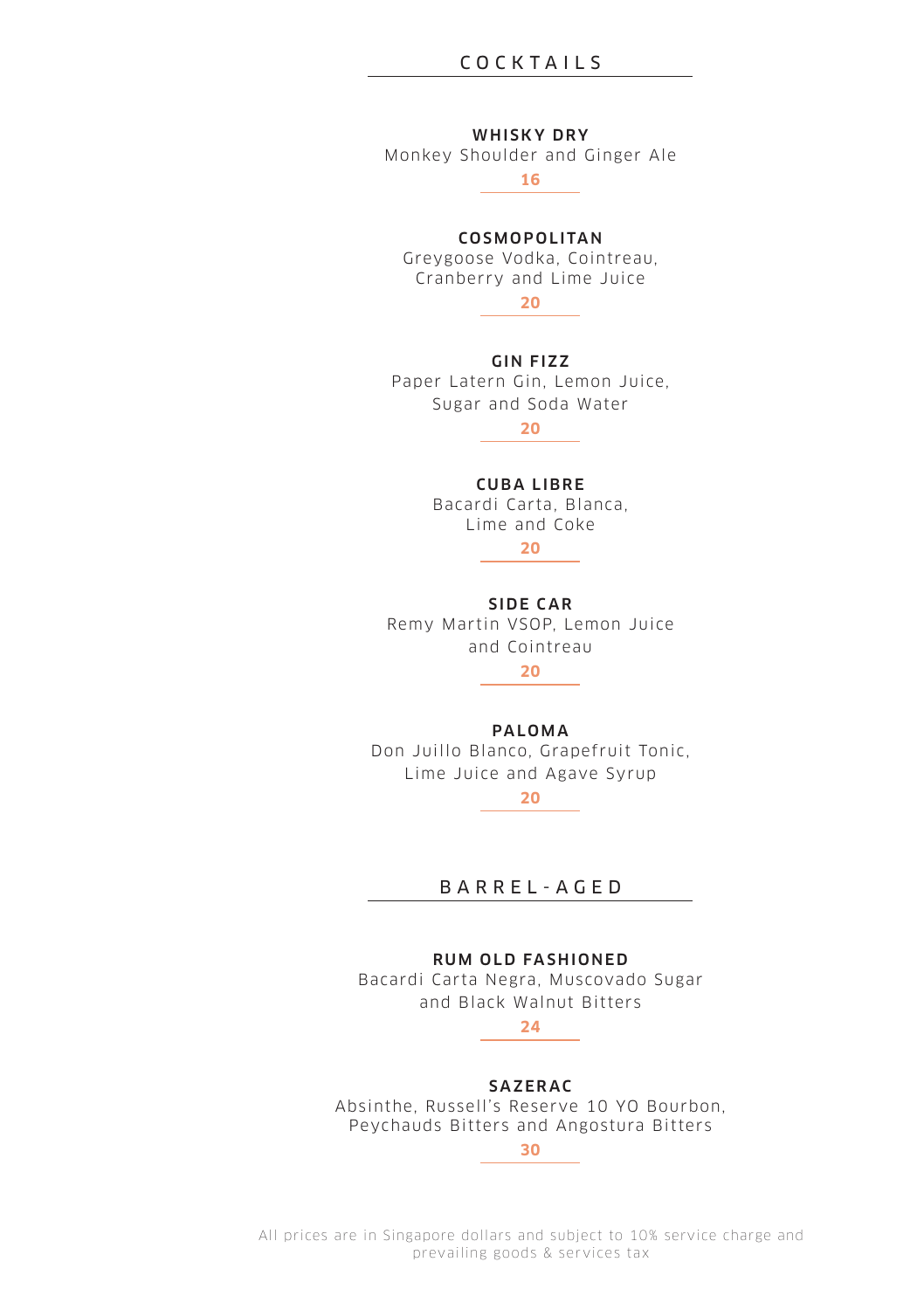## COCKTAILS

**WHISKY DRY**
Monkey Shoulder and Ginger Ale
**16**

**COSMOPOLITAN**
Greygoose Vodka, Cointreau, Cranberry and Lime Juice
**20**

**GIN FIZZ**
Paper Latern Gin, Lemon Juice, Sugar and Soda Water
**20**

**CUBA LIBRE**
Bacardi Carta, Blanca, Lime and Coke
**20**

**SIDE CAR**
Remy Martin VSOP, Lemon Juice and Cointreau
**20**

**PALOMA**
Don Juillo Blanco, Grapefruit Tonic, Lime Juice and Agave Syrup
**20**

## BARREL-AGED

**RUM OLD FASHIONED**
Bacardi Carta Negra, Muscovado Sugar and Black Walnut Bitters
**24**

**SAZERAC**
Absinthe, Russell's Reserve 10 YO Bourbon, Peychauds Bitters and Angostura Bitters
**30**

All prices are in Singapore dollars and subject to 10% service charge and prevailing goods & services tax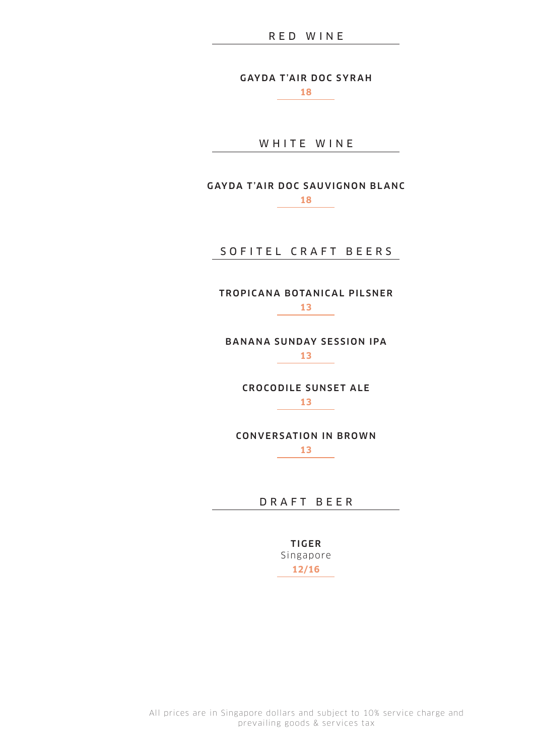## RED WINE

**GAYDA T'AIR DOC SYRAH**

18

## WHITE WINE

**GAYDA T'AIR DOC SAUVIGNON BLANC**

18

## SOFITEL CRAFT BEERS

**TROPICANA BOTANICAL PILSNER**

13

**BANANA SUNDAY SESSION IPA**

13

**CROCODILE SUNSET ALE**

13

**CONVERSATION IN BROWN**

13

## DRAFT BEER

**TIGER**

Singapore

12/16

All prices are in Singapore dollars and subject to 10% service charge and prevailing goods & services tax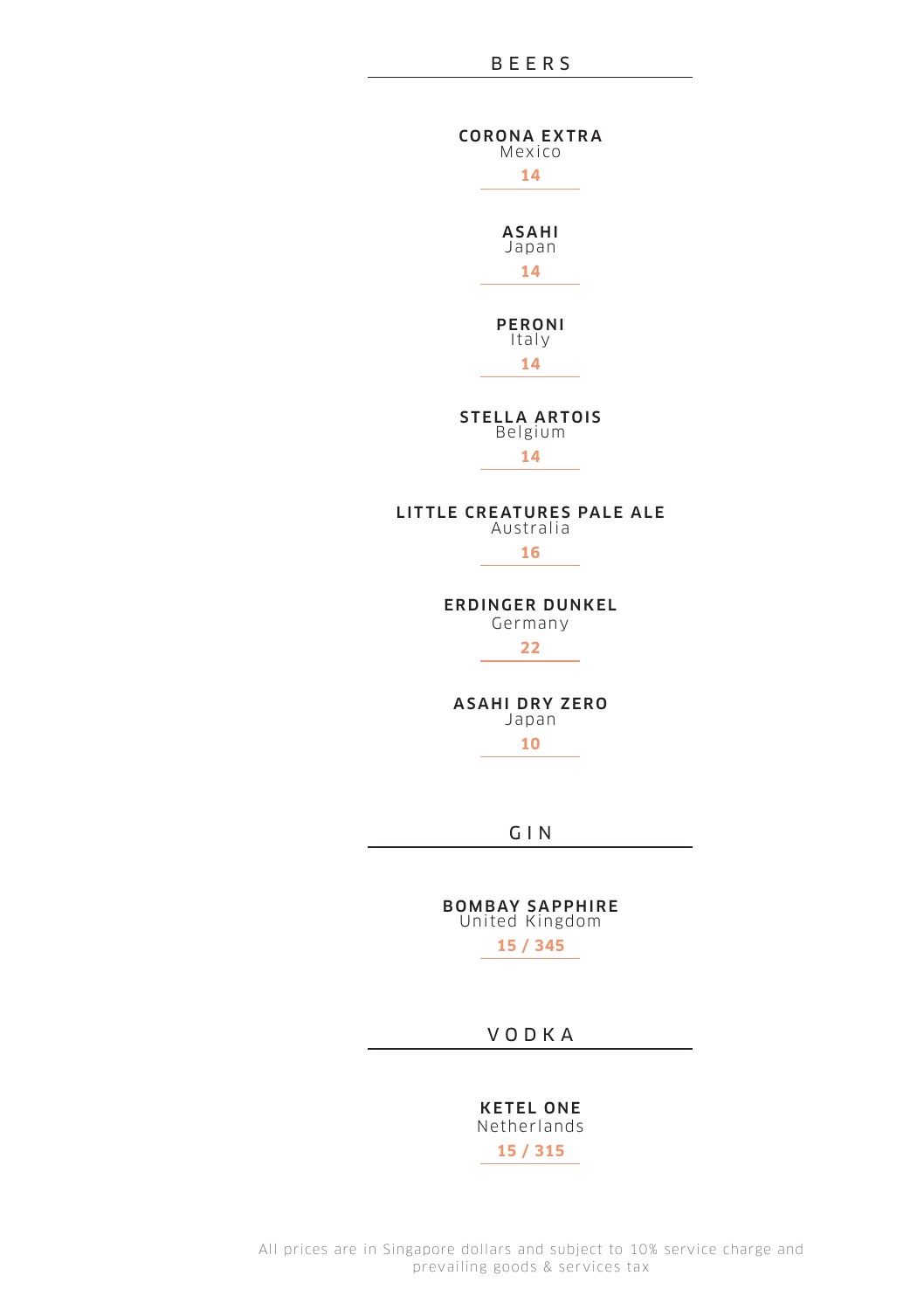## BEERS

**CORONA EXTRA**
Mexico
14

**ASAHI**
Japan
14

**PERONI**
Italy
14

**STELLA ARTOIS**
Belgium
14

**LITTLE CREATURES PALE ALE**
Australia
16

**ERDINGER DUNKEL**
Germany
22

**ASAHI DRY ZERO**
Japan
10

## GIN

**BOMBAY SAPPHIRE**
United Kingdom
15 / 345

## VODKA

**KETEL ONE**
Netherlands
15 / 315

All prices are in Singapore dollars and subject to 10% service charge and prevailing goods & services tax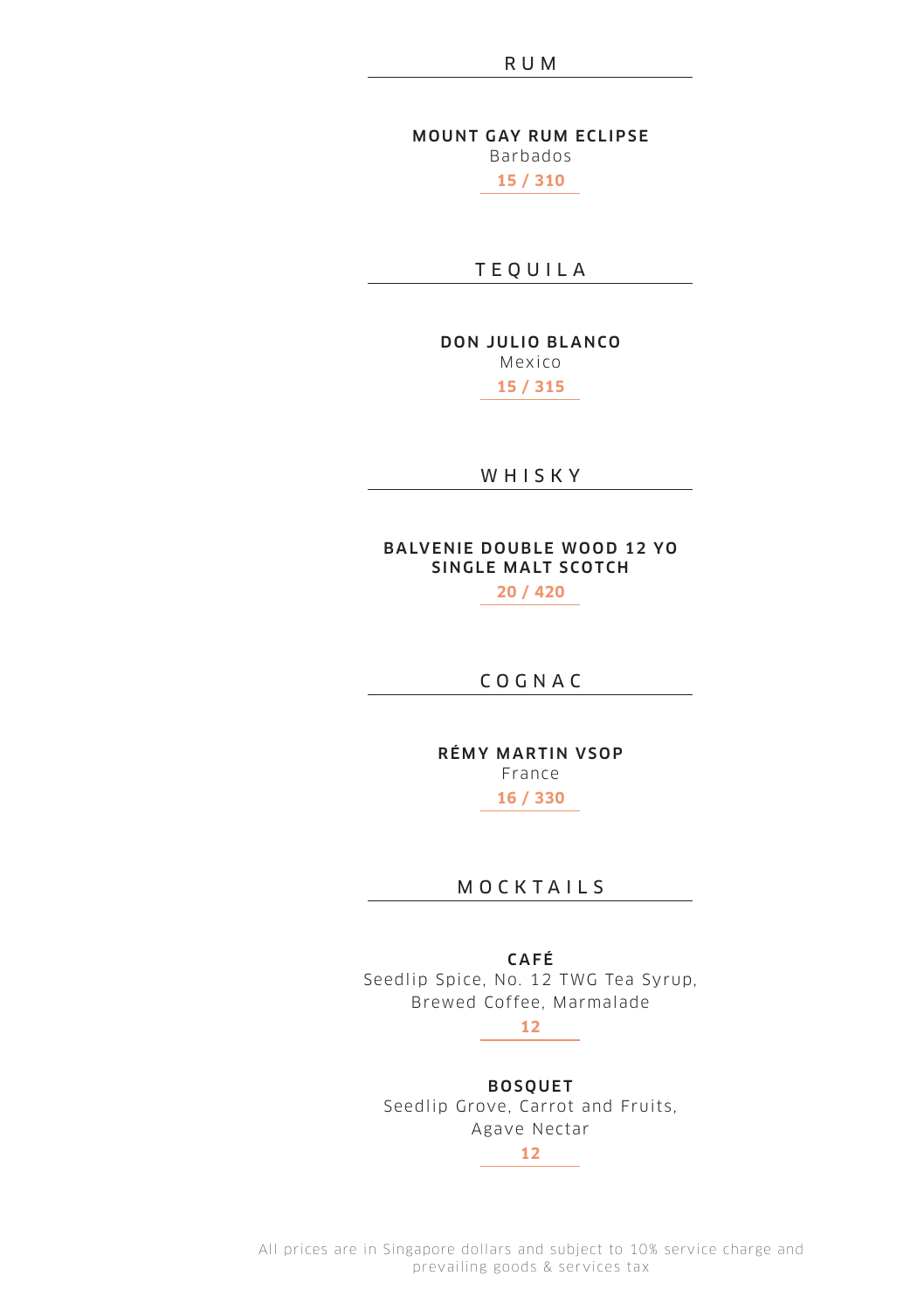## RUM

**MOUNT GAY RUM ECLIPSE**
Barbados
**15 / 310**

## TEQUILA

**DON JULIO BLANCO**
Mexico
**15 / 315**

## WHISKY

**BALVENIE DOUBLE WOOD 12 YO SINGLE MALT SCOTCH**
**20 / 420**

## COGNAC

**RÉMY MARTIN VSOP**
France
**16 / 330**

## MOCKTAILS

**CAFÉ**
Seedlip Spice, No. 12 TWG Tea Syrup, Brewed Coffee, Marmalade
**12**

**BOSQUET**
Seedlip Grove, Carrot and Fruits, Agave Nectar
**12**

All prices are in Singapore dollars and subject to 10% service charge and prevailing goods & services tax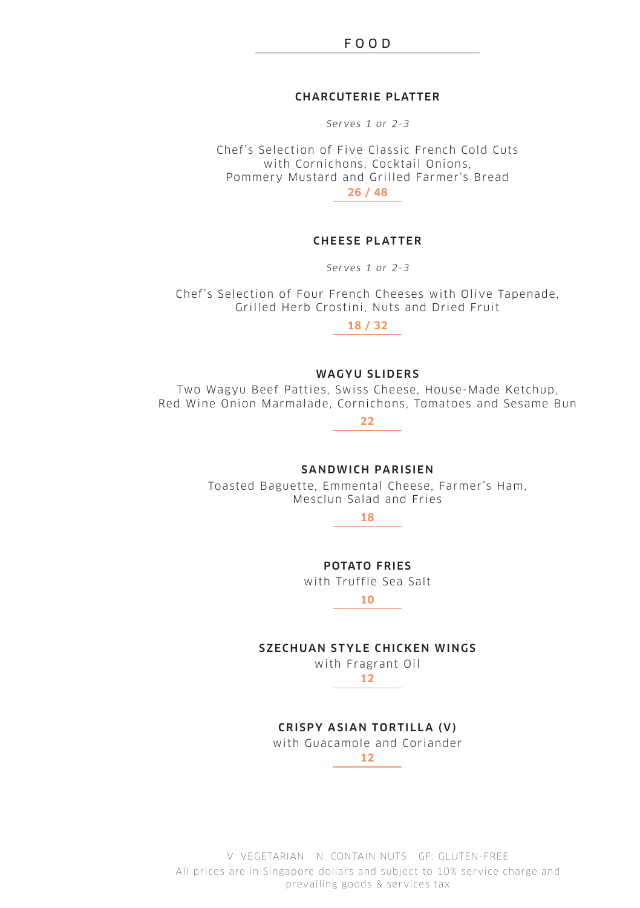# FOOD

## CHARCUTERIE PLATTER

*Serves 1 or 2-3*

Chef's Selection of Five Classic French Cold Cuts with Cornichons, Cocktail Onions, Pommery Mustard and Grilled Farmer's Bread

**26 / 48**

## CHEESE PLATTER

*Serves 1 or 2-3*

Chef's Selection of Four French Cheeses with Olive Tapenade, Grilled Herb Crostini, Nuts and Dried Fruit

**18 / 32**

## WAGYU SLIDERS

Two Wagyu Beef Patties, Swiss Cheese, House-Made Ketchup, Red Wine Onion Marmalade, Cornichons, Tomatoes and Sesame Bun

**22**

## SANDWICH PARISIEN

Toasted Baguette, Emmental Cheese, Farmer's Ham, Mesclun Salad and Fries

**18**

## POTATO FRIES

with Truffle Sea Salt

**10**

## SZECHUAN STYLE CHICKEN WINGS

with Fragrant Oil

**12**

## CRISPY ASIAN TORTILLA (V)

with Guacamole and Coriander

**12**

V: VEGETARIAN N: CONTAIN NUTS GF: GLUTEN-FREE

All prices are in Singapore dollars and subject to 10% service charge and prevailing goods & services tax